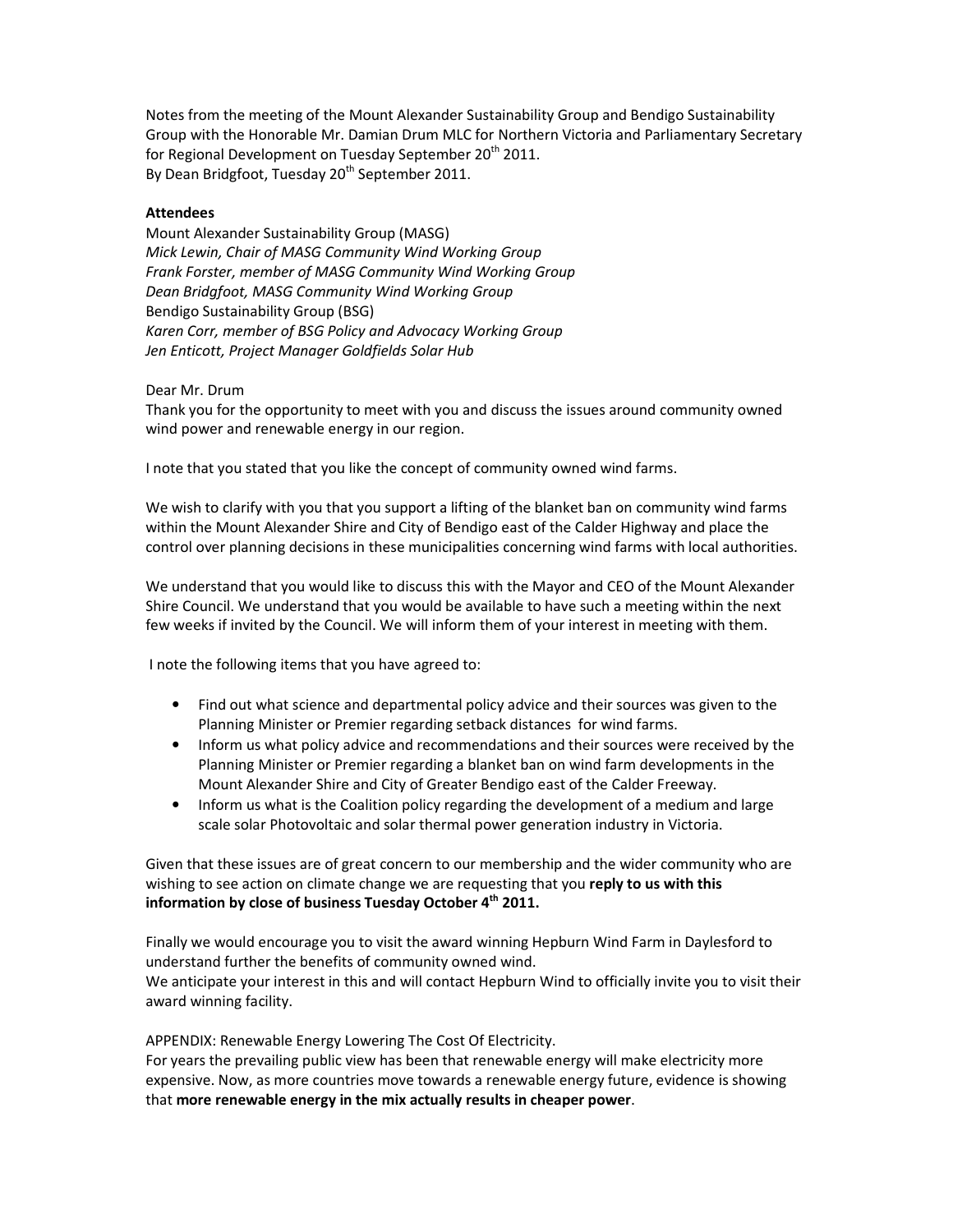Notes from the meeting of the Mount Alexander Sustainability Group and Bendigo Sustainability Group with the Honorable Mr. Damian Drum MLC for Northern Victoria and Parliamentary Secretary for Regional Development on Tuesday September 20th 2011.
By Dean Bridgfoot, Tuesday 20th September 2011.

**Attendees**

Mount Alexander Sustainability Group (MASG)
*Mick Lewin, Chair of MASG Community Wind Working Group*
*Frank Forster, member of MASG Community Wind Working Group*
*Dean Bridgfoot, MASG Community Wind Working Group*
Bendigo Sustainability Group (BSG)
*Karen Corr, member of BSG Policy and Advocacy Working Group*
*Jen Enticott, Project Manager Goldfields Solar Hub*

Dear Mr. Drum
Thank you for the opportunity to meet with you and discuss the issues around community owned wind power and renewable energy in our region.

I note that you stated that you like the concept of community owned wind farms.

We wish to clarify with you that you support a lifting of the blanket ban on community wind farms within the Mount Alexander Shire and City of Bendigo east of the Calder Highway and place the control over planning decisions in these municipalities concerning wind farms with local authorities.

We understand that you would like to discuss this with the Mayor and CEO of the Mount Alexander Shire Council. We understand that you would be available to have such a meeting within the next few weeks if invited by the Council. We will inform them of your interest in meeting with them.

I note the following items that you have agreed to:

- Find out what science and departmental policy advice and their sources was given to the Planning Minister or Premier regarding setback distances for wind farms.
- Inform us what policy advice and recommendations and their sources were received by the Planning Minister or Premier regarding a blanket ban on wind farm developments in the Mount Alexander Shire and City of Greater Bendigo east of the Calder Freeway.
- Inform us what is the Coalition policy regarding the development of a medium and large scale solar Photovoltaic and solar thermal power generation industry in Victoria.

Given that these issues are of great concern to our membership and the wider community who are wishing to see action on climate change we are requesting that you **reply to us with this information by close of business Tuesday October 4th 2011.**

Finally we would encourage you to visit the award winning Hepburn Wind Farm in Daylesford to understand further the benefits of community owned wind.
We anticipate your interest in this and will contact Hepburn Wind to officially invite you to visit their award winning facility.

APPENDIX: Renewable Energy Lowering The Cost Of Electricity.
For years the prevailing public view has been that renewable energy will make electricity more expensive. Now, as more countries move towards a renewable energy future, evidence is showing that **more renewable energy in the mix actually results in cheaper power**.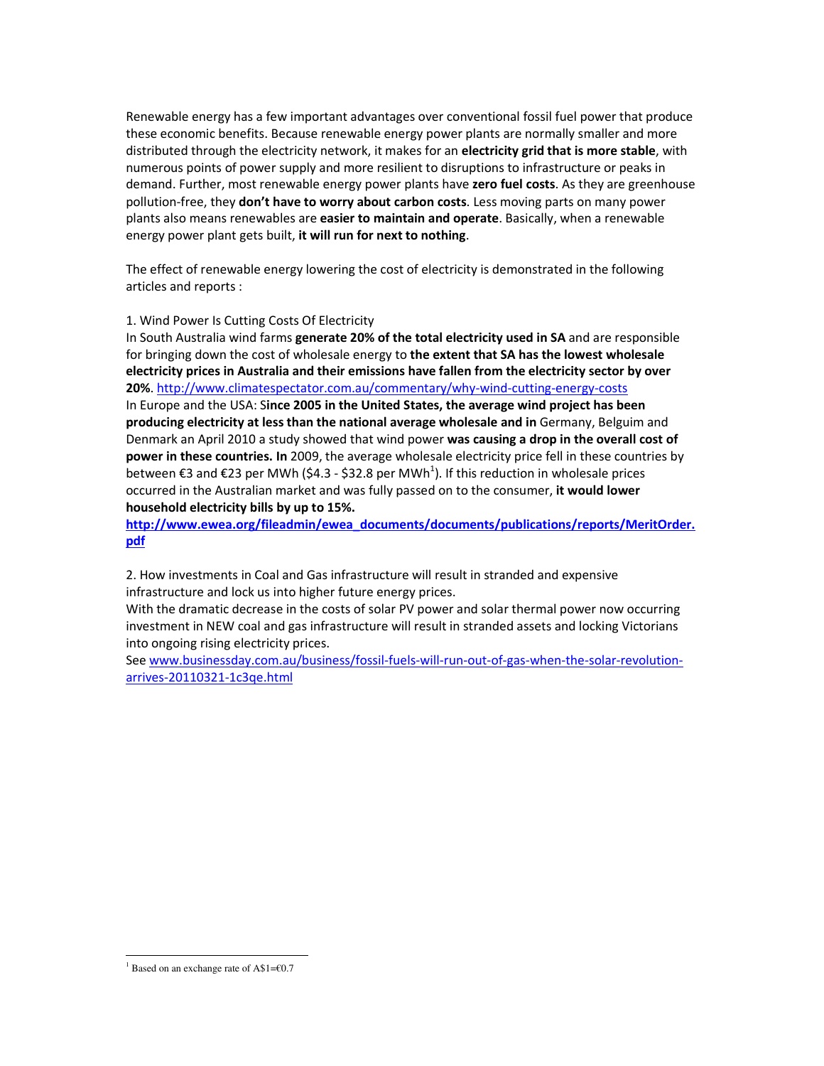Renewable energy has a few important advantages over conventional fossil fuel power that produce these economic benefits. Because renewable energy power plants are normally smaller and more distributed through the electricity network, it makes for an **electricity grid that is more stable**, with numerous points of power supply and more resilient to disruptions to infrastructure or peaks in demand. Further, most renewable energy power plants have **zero fuel costs**. As they are greenhouse pollution-free, they **don't have to worry about carbon costs**. Less moving parts on many power plants also means renewables are **easier to maintain and operate**. Basically, when a renewable energy power plant gets built, **it will run for next to nothing**.

The effect of renewable energy lowering the cost of electricity is demonstrated in the following articles and reports :

1. Wind Power Is Cutting Costs Of Electricity

In South Australia wind farms **generate 20% of the total electricity used in SA** and are responsible for bringing down the cost of wholesale energy to **the extent that SA has the lowest wholesale electricity prices in Australia and their emissions have fallen from the electricity sector by over 20%**. http://www.climatespectator.com.au/commentary/why-wind-cutting-energy-costs

In Europe and the USA: S**ince 2005 in the United States, the average wind project has been producing electricity at less than the national average wholesale and in** Germany, Belguim and Denmark an April 2010 a study showed that wind power **was causing a drop in the overall cost of power in these countries. In** 2009, the average wholesale electricity price fell in these countries by between €3 and €23 per MWh ($4.3 - $32.8 per MWh[1]). If this reduction in wholesale prices occurred in the Australian market and was fully passed on to the consumer, **it would lower household electricity bills by up to 15%.**

**http://www.ewea.org/fileadmin/ewea_documents/documents/publications/reports/MeritOrder.pdf**

2. How investments in Coal and Gas infrastructure will result in stranded and expensive infrastructure and lock us into higher future energy prices.

With the dramatic decrease in the costs of solar PV power and solar thermal power now occurring investment in NEW coal and gas infrastructure will result in stranded assets and locking Victorians into ongoing rising electricity prices.

See www.businessday.com.au/business/fossil-fuels-will-run-out-of-gas-when-the-solar-revolution-arrives-20110321-1c3qe.html

---

[1] Based on an exchange rate of A$1=€0.7